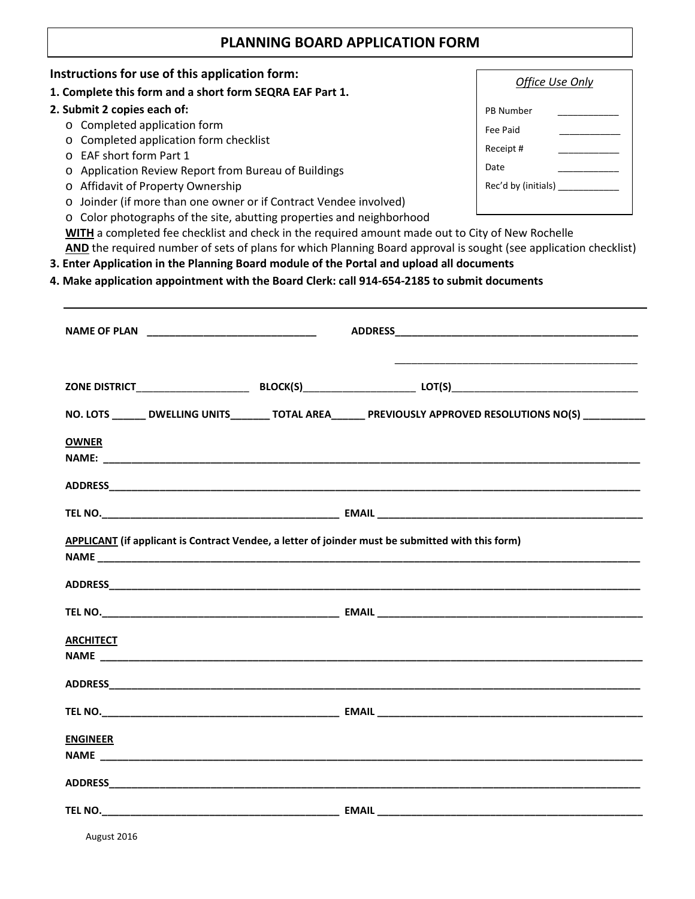# PLANNING BOARD APPLICATION FORM

**Instructions for use of this application form:**

**1. Complete this form and a short form SEQRA EAF Part 1.**

**2. Submit 2 copies each of:**

- Completed application form
- Completed application form checklist
- EAF short form Part 1
- Application Review Report from Bureau of Buildings
- Affidavit of Property Ownership
- Joinder (if more than one owner or if Contract Vendee involved)
- Color photographs of the site, abutting properties and neighborhood

**WITH** a completed fee checklist and check in the required amount made out to City of New Rochelle
**AND** the required number of sets of plans for which Planning Board approval is sought (see application checklist)

**3. Enter Application in the Planning Board module of the Portal and upload all documents**

**4. Make application appointment with the Board Clerk: call 914-654-2185 to submit documents**

| *Office Use Only* | |
|---|---|
| PB Number | ____________ |
| Fee Paid | ____________ |
| Receipt # | ____________ |
| Date | ____________ |
| Rec'd by (initials) | ____________ |

---

**NAME OF PLAN** ______________________________ **ADDRESS**____________________________________________

____________________________________________

**ZONE DISTRICT**____________________ **BLOCK(S)**____________________ **LOT(S)**__________________________________

**NO. LOTS** ______ **DWELLING UNITS**_______ **TOTAL AREA**______ **PREVIOUSLY APPROVED RESOLUTIONS NO(S)** ___________

**OWNER**

**NAME:** ____________________________________________________________________________________________

**ADDRESS**___________________________________________________________________________________________

**TEL NO.**__________________________________________ **EMAIL** ________________________________________________

**APPLICANT (if applicant is Contract Vendee, a letter of joinder must be submitted with this form)**

**NAME** _____________________________________________________________________________________________

**ADDRESS**___________________________________________________________________________________________

**TEL NO.**__________________________________________ **EMAIL** ________________________________________________

**ARCHITECT**

**NAME** _____________________________________________________________________________________________

**ADDRESS**___________________________________________________________________________________________

**TEL NO.**__________________________________________ **EMAIL** ________________________________________________

**ENGINEER**

**NAME** _____________________________________________________________________________________________

**ADDRESS**___________________________________________________________________________________________

**TEL NO.**__________________________________________ **EMAIL** ________________________________________________

August 2016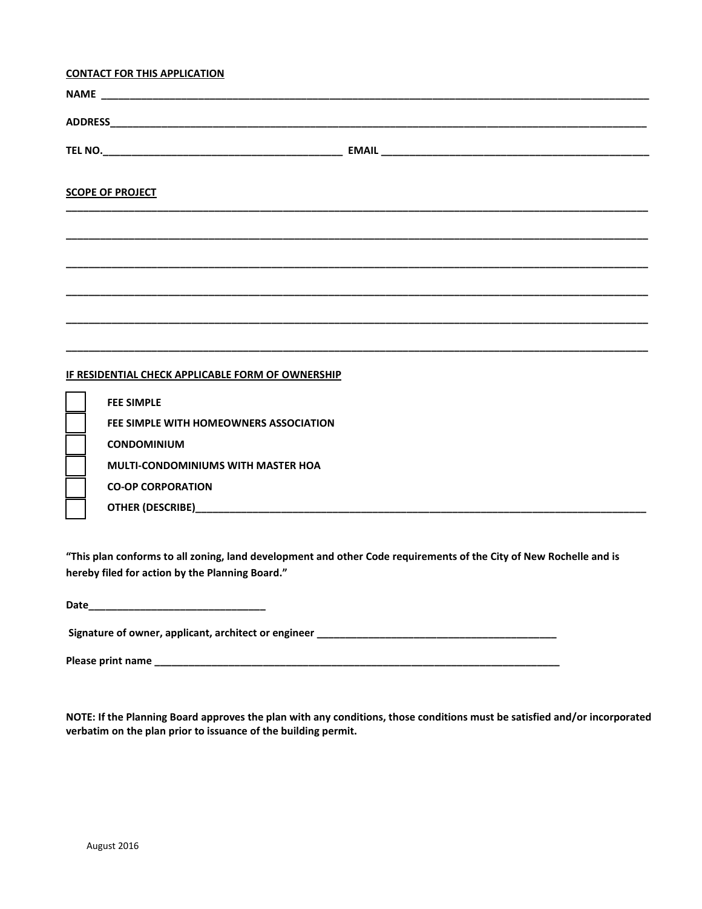**CONTACT FOR THIS APPLICATION**

**NAME** ____________________________________________________________________________________________

**ADDRESS**__________________________________________________________________________________________

**TEL NO.**_________________________________________ **EMAIL** _______________________________________________

**SCOPE OF PROJECT**

____________________________________________________________________________________________________

____________________________________________________________________________________________________

____________________________________________________________________________________________________

____________________________________________________________________________________________________

____________________________________________________________________________________________________

____________________________________________________________________________________________________

**IF RESIDENTIAL CHECK APPLICABLE FORM OF OWNERSHIP**

- ☐ **FEE SIMPLE**
- ☐ **FEE SIMPLE WITH HOMEOWNERS ASSOCIATION**
- ☐ **CONDOMINIUM**
- ☐ **MULTI-CONDOMINIUMS WITH MASTER HOA**
- ☐ **CO-OP CORPORATION**
- ☐ **OTHER (DESCRIBE)**_________________________________________________________________________________

**"This plan conforms to all zoning, land development and other Code requirements of the City of New Rochelle and is hereby filed for action by the Planning Board."**

**Date**_______________________________

**Signature of owner, applicant, architect or engineer** __________________________________________

**Please print name** ________________________________________________________________________

**NOTE: If the Planning Board approves the plan with any conditions, those conditions must be satisfied and/or incorporated verbatim on the plan prior to issuance of the building permit.**

August 2016